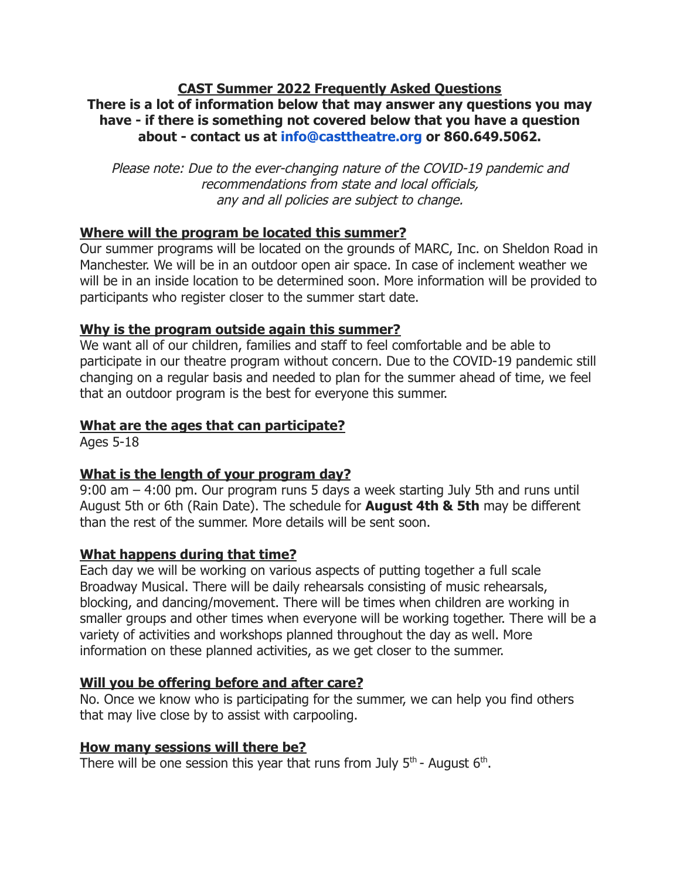# CAST Summer 2022 Frequently Asked Questions

**There is a lot of information below that may answer any questions you may have - if there is something not covered below that you have a question about - contact us at info@casttheatre.org or 860.649.5062.**

*Please note: Due to the ever-changing nature of the COVID-19 pandemic and recommendations from state and local officials, any and all policies are subject to change.*

### Where will the program be located this summer?

Our summer programs will be located on the grounds of MARC, Inc. on Sheldon Road in Manchester. We will be in an outdoor open air space. In case of inclement weather we will be in an inside location to be determined soon. More information will be provided to participants who register closer to the summer start date.

### Why is the program outside again this summer?

We want all of our children, families and staff to feel comfortable and be able to participate in our theatre program without concern. Due to the COVID-19 pandemic still changing on a regular basis and needed to plan for the summer ahead of time, we feel that an outdoor program is the best for everyone this summer.

### What are the ages that can participate?

Ages 5-18

### What is the length of your program day?

9:00 am – 4:00 pm. Our program runs 5 days a week starting July 5th and runs until August 5th or 6th (Rain Date). The schedule for **August 4th & 5th** may be different than the rest of the summer. More details will be sent soon.

### What happens during that time?

Each day we will be working on various aspects of putting together a full scale Broadway Musical. There will be daily rehearsals consisting of music rehearsals, blocking, and dancing/movement. There will be times when children are working in smaller groups and other times when everyone will be working together. There will be a variety of activities and workshops planned throughout the day as well. More information on these planned activities, as we get closer to the summer.

### Will you be offering before and after care?

No. Once we know who is participating for the summer, we can help you find others that may live close by to assist with carpooling.

### How many sessions will there be?

There will be one session this year that runs from July 5th - August 6th.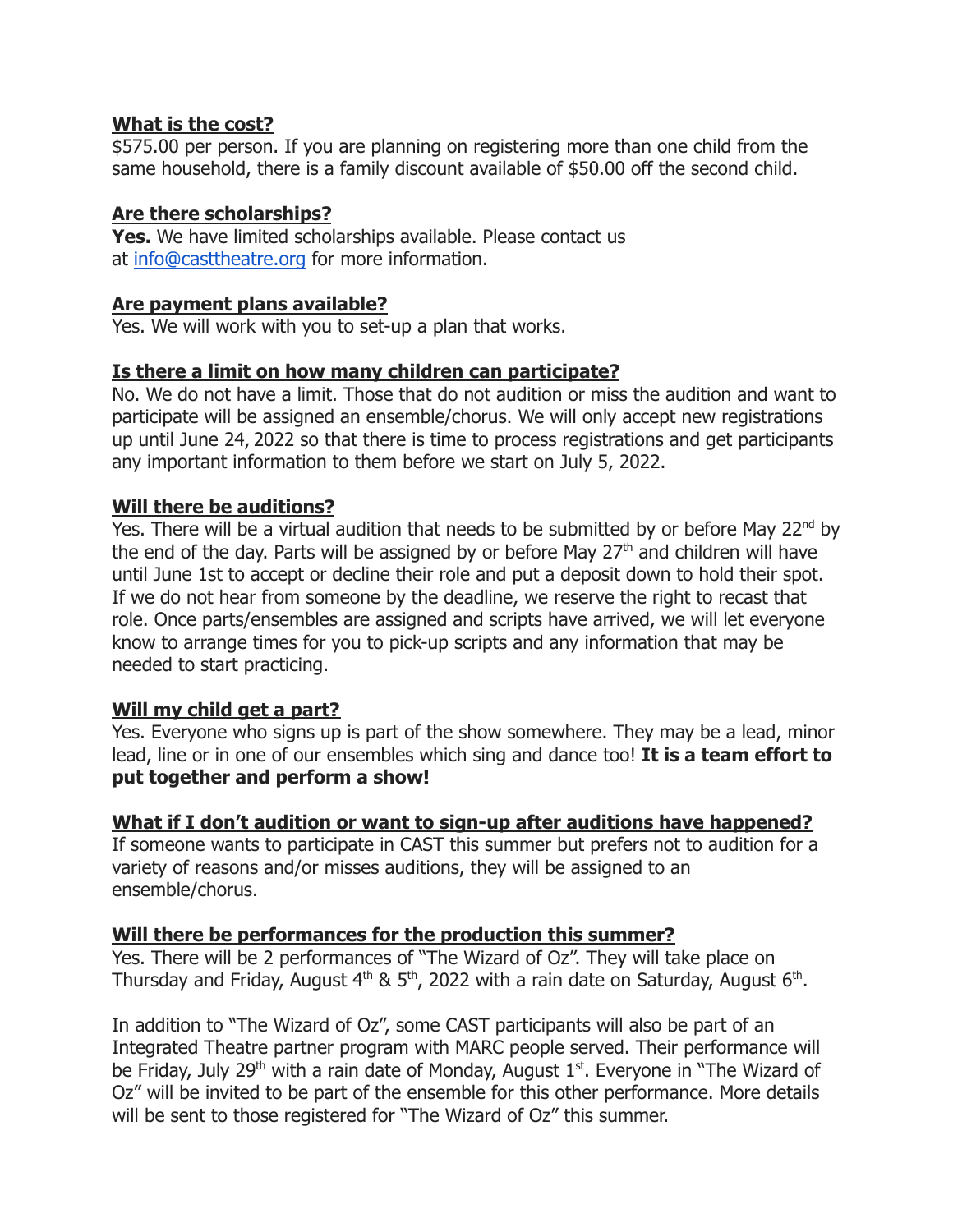**What is the cost?**

$575.00 per person. If you are planning on registering more than one child from the same household, there is a family discount available of $50.00 off the second child.

**Are there scholarships?**

**Yes.** We have limited scholarships available. Please contact us at info@casttheatre.org for more information.

**Are payment plans available?**

Yes. We will work with you to set-up a plan that works.

**Is there a limit on how many children can participate?**

No. We do not have a limit. Those that do not audition or miss the audition and want to participate will be assigned an ensemble/chorus. We will only accept new registrations up until June 24, 2022 so that there is time to process registrations and get participants any important information to them before we start on July 5, 2022.

**Will there be auditions?**

Yes. There will be a virtual audition that needs to be submitted by or before May 22nd by the end of the day. Parts will be assigned by or before May 27th and children will have until June 1st to accept or decline their role and put a deposit down to hold their spot. If we do not hear from someone by the deadline, we reserve the right to recast that role. Once parts/ensembles are assigned and scripts have arrived, we will let everyone know to arrange times for you to pick-up scripts and any information that may be needed to start practicing.

**Will my child get a part?**

Yes. Everyone who signs up is part of the show somewhere. They may be a lead, minor lead, line or in one of our ensembles which sing and dance too! **It is a team effort to put together and perform a show!**

**What if I don't audition or want to sign-up after auditions have happened?**

If someone wants to participate in CAST this summer but prefers not to audition for a variety of reasons and/or misses auditions, they will be assigned to an ensemble/chorus.

**Will there be performances for the production this summer?**

Yes. There will be 2 performances of "The Wizard of Oz". They will take place on Thursday and Friday, August 4th & 5th, 2022 with a rain date on Saturday, August 6th.

In addition to "The Wizard of Oz", some CAST participants will also be part of an Integrated Theatre partner program with MARC people served. Their performance will be Friday, July 29th with a rain date of Monday, August 1st. Everyone in "The Wizard of Oz" will be invited to be part of the ensemble for this other performance. More details will be sent to those registered for "The Wizard of Oz" this summer.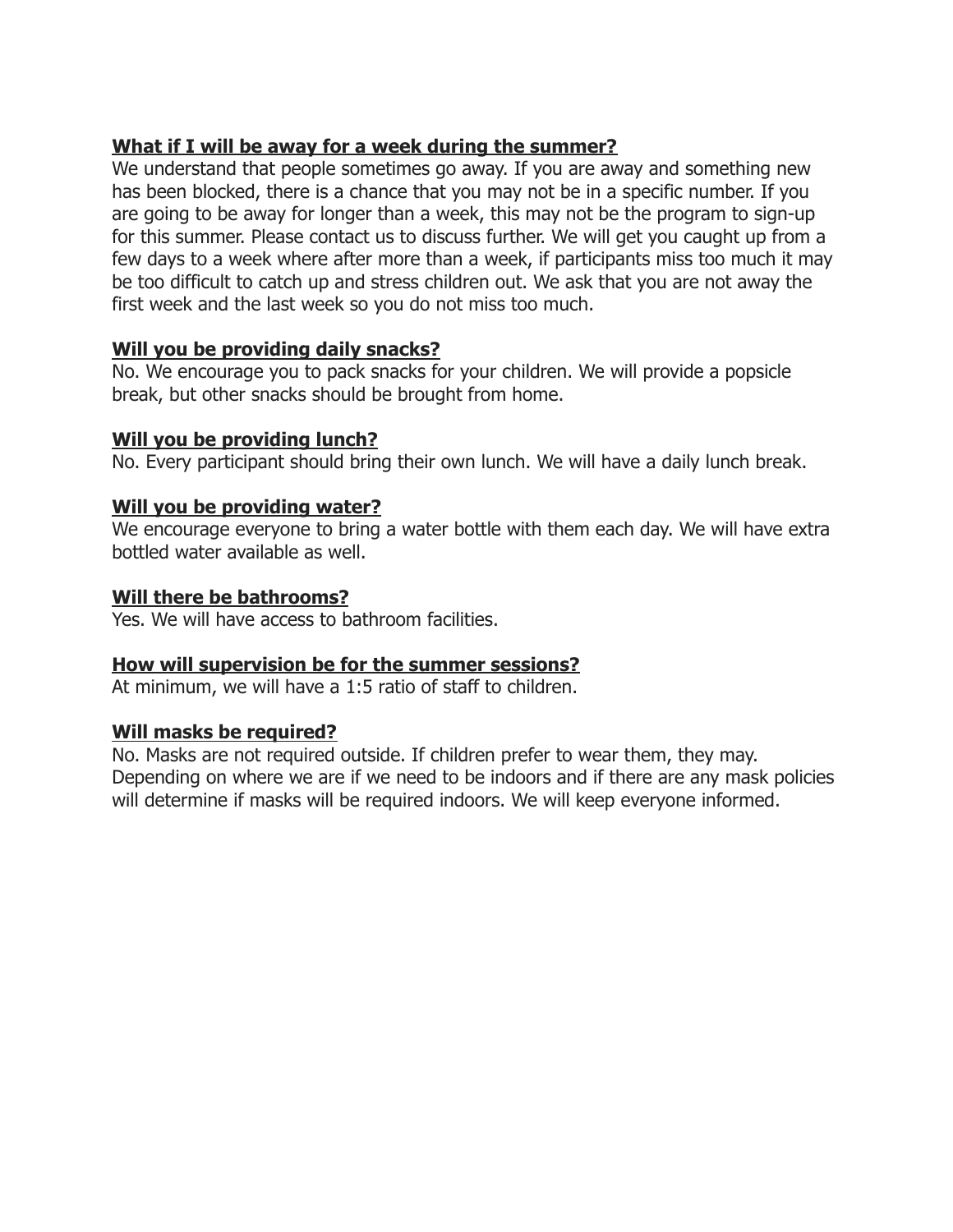**What if I will be away for a week during the summer?**

We understand that people sometimes go away. If you are away and something new has been blocked, there is a chance that you may not be in a specific number. If you are going to be away for longer than a week, this may not be the program to sign-up for this summer. Please contact us to discuss further. We will get you caught up from a few days to a week where after more than a week, if participants miss too much it may be too difficult to catch up and stress children out. We ask that you are not away the first week and the last week so you do not miss too much.

**Will you be providing daily snacks?**

No. We encourage you to pack snacks for your children. We will provide a popsicle break, but other snacks should be brought from home.

**Will you be providing lunch?**

No. Every participant should bring their own lunch. We will have a daily lunch break.

**Will you be providing water?**

We encourage everyone to bring a water bottle with them each day. We will have extra bottled water available as well.

**Will there be bathrooms?**

Yes. We will have access to bathroom facilities.

**How will supervision be for the summer sessions?**

At minimum, we will have a 1:5 ratio of staff to children.

**Will masks be required?**

No. Masks are not required outside. If children prefer to wear them, they may. Depending on where we are if we need to be indoors and if there are any mask policies will determine if masks will be required indoors. We will keep everyone informed.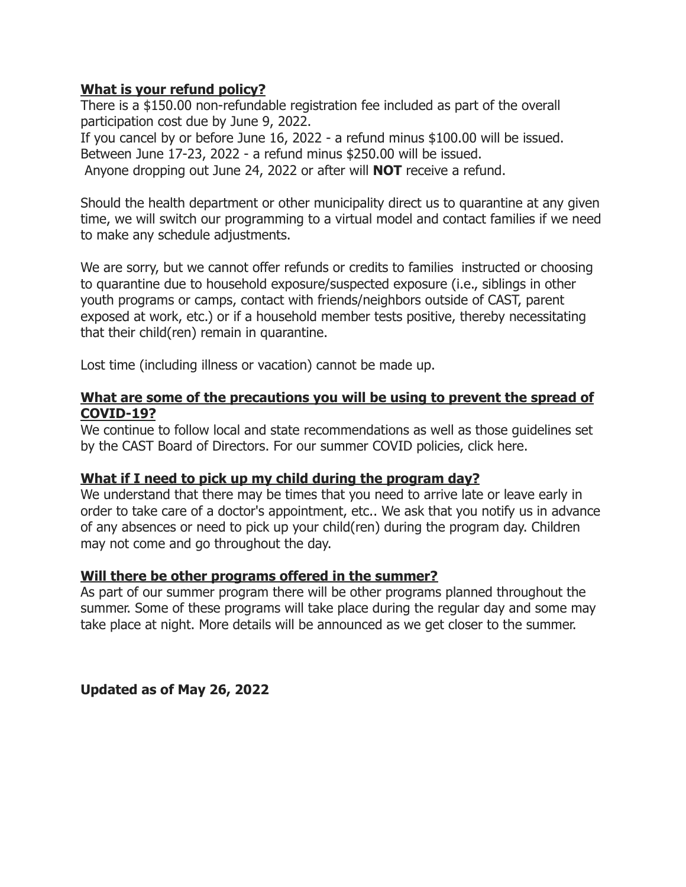**What is your refund policy?**

There is a $150.00 non-refundable registration fee included as part of the overall participation cost due by June 9, 2022.
If you cancel by or before June 16, 2022 - a refund minus $100.00 will be issued.
Between June 17-23, 2022 - a refund minus $250.00 will be issued.
Anyone dropping out June 24, 2022 or after will **NOT** receive a refund.

Should the health department or other municipality direct us to quarantine at any given time, we will switch our programming to a virtual model and contact families if we need to make any schedule adjustments.

We are sorry, but we cannot offer refunds or credits to families instructed or choosing to quarantine due to household exposure/suspected exposure (i.e., siblings in other youth programs or camps, contact with friends/neighbors outside of CAST, parent exposed at work, etc.) or if a household member tests positive, thereby necessitating that their child(ren) remain in quarantine.

Lost time (including illness or vacation) cannot be made up.

**What are some of the precautions you will be using to prevent the spread of COVID-19?**

We continue to follow local and state recommendations as well as those guidelines set by the CAST Board of Directors. For our summer COVID policies, click here.

**What if I need to pick up my child during the program day?**

We understand that there may be times that you need to arrive late or leave early in order to take care of a doctor's appointment, etc.. We ask that you notify us in advance of any absences or need to pick up your child(ren) during the program day. Children may not come and go throughout the day.

**Will there be other programs offered in the summer?**

As part of our summer program there will be other programs planned throughout the summer. Some of these programs will take place during the regular day and some may take place at night. More details will be announced as we get closer to the summer.

**Updated as of May 26, 2022**